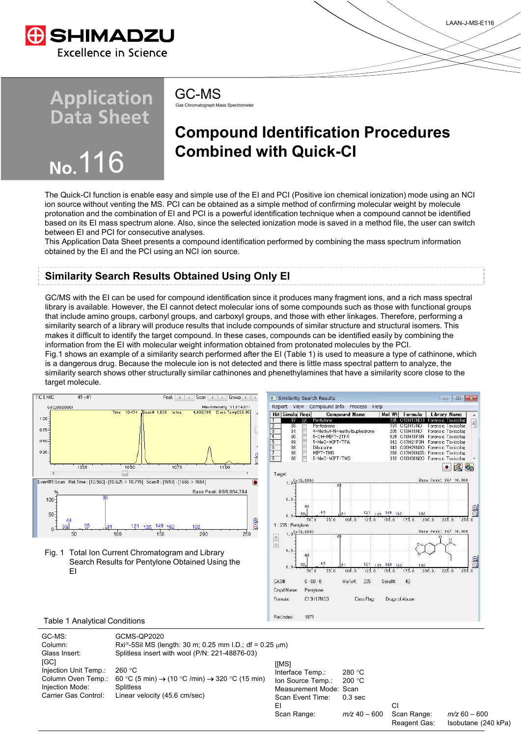Application Data Sheet

No.116

# GC-MS

Gas Chromatograph Mass Spectrometer

# Compound Identification Procedures Combined with Quick-CI

The Quick-CI function is enable easy and simple use of the EI and PCI (Positive ion chemical ionization) mode using an NCI ion source without venting the MS. PCI can be obtained as a simple method of confirming molecular weight by molecule protonation and the combination of EI and PCI is a powerful identification technique when a compound cannot be identified based on its EI mass spectrum alone. Also, since the selected ionization mode is saved in a method file, the user can switch between EI and PCI for consecutive analyses.

This Application Data Sheet presents a compound identification performed by combining the mass spectrum information obtained by the EI and the PCI using an NCI ion source.

## Similarity Search Results Obtained Using Only EI

GC/MS with the EI can be used for compound identification since it produces many fragment ions, and a rich mass spectral library is available. However, the EI cannot detect molecular ions of some compounds such as those with functional groups that include amino groups, carbonyl groups, and carboxyl groups, and those with ether linkages. Therefore, performing a similarity search of a library will produce results that include compounds of similar structure and structural isomers. This makes it difficult to identify the target compound. In these cases, compounds can be identified easily by combining the information from the EI with molecular weight information obtained from protonated molecules by the PCI.

Fig.1 shows an example of a similarity search performed after the EI (Table 1) is used to measure a type of cathinone, which is a dangerous drug. Because the molecule ion is not detected and there is little mass spectral pattern to analyze, the similarity search shows other structurally similar cathinones and phenethylamines that have a similarity score close to the target molecule.

Fig. 1 Total Ion Current Chromatogram and Library Search Results for Pentylone Obtained Using the EI

Table 1 Analytical Conditions

| | |
|---|---|
| GC-MS: | GCMS-QP2020 |
| Column: | Rxi®-5Sil MS (length: 30 m; 0.25 mm I.D.; df = 0.25 µm) |
| Glass Insert: | Splitless insert with wool (P/N: 221-48876-03) |
| [GC] | |
| Injection Unit Temp.: | 260 °C |
| Column Oven Temp.: | 60 °C (5 min) → (10 °C /min) → 320 °C (15 min) |
| Injection Mode: | Splitless |
| Carrier Gas Control: | Linear velocity (45.6 cm/sec) |

| | |
|---|---|
| [MS] | |
| Interface Temp.: | 280 °C |
| Ion Source Temp.: | 200 °C |
| Measurement Mode: | Scan |
| Scan Event Time: | 0.3 sec |
| EI | |
| Scan Range: | $m/z$ 40 – 600 |
| CI | |
| Scan Range: | $m/z$ 60 – 600 |
| Reagent Gas: | Isobutane (240 kPa) |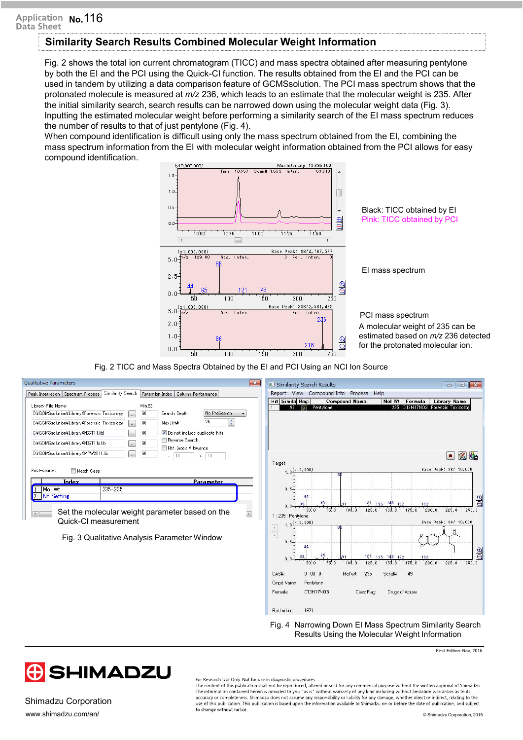## Similarity Search Results Combined Molecular Weight Information

Fig. 2 shows the total ion current chromatogram (TICC) and mass spectra obtained after measuring pentylone by both the EI and the PCI using the Quick-CI function. The results obtained from the EI and the PCI can be used in tandem by utilizing a data comparison feature of GCMSsolution. The PCI mass spectrum shows that the protonated molecule is measured at *m/z* 236, which leads to an estimate that the molecular weight is 235. After the initial similarity search, search results can be narrowed down using the molecular weight data (Fig. 3). Inputting the estimated molecular weight before performing a similarity search of the EI mass spectrum reduces the number of results to that of just pentylone (Fig. 4).
When compound identification is difficult using only the mass spectrum obtained from the EI, combining the mass spectrum information from the EI with molecular weight information obtained from the PCI allows for easy compound identification.

Black: TICC obtained by EI
Pink: TICC obtained by PCI

EI mass spectrum

PCI mass spectrum
A molecular weight of 235 can be estimated based on *m/z* 236 detected for the protonated molecular ion.

Fig. 2 TICC and Mass Spectra Obtained by the EI and PCI Using an NCI Ion Source

Set the molecular weight parameter based on the Quick-CI measurement

Fig. 3 Qualitative Analysis Parameter Window

Fig. 4 Narrowing Down EI Mass Spectrum Similarity Search Results Using the Molecular Weight Information

First Edition: Nov, 2015

Shimadzu Corporation
www.shimadzu.com/an/

For Research Use Only. Not for use in diagnostic procedures
The content of this publication shall not be reproduced, altered or sold for any commercial purpose without the written approval of Shimadzu.
The information contained herein is provided to you "as is" without warranty of any kind including without limitation warranties as to its accuracy or completeness. Shimadzu does not assume any responsibility or liability for any damage, whether direct or indirect, relating to the use of this publication. This publication is based upon the information available to Shimadzu on or before the date of publication, and subject to change without notice.

© Shimadzu Corporation, 2015